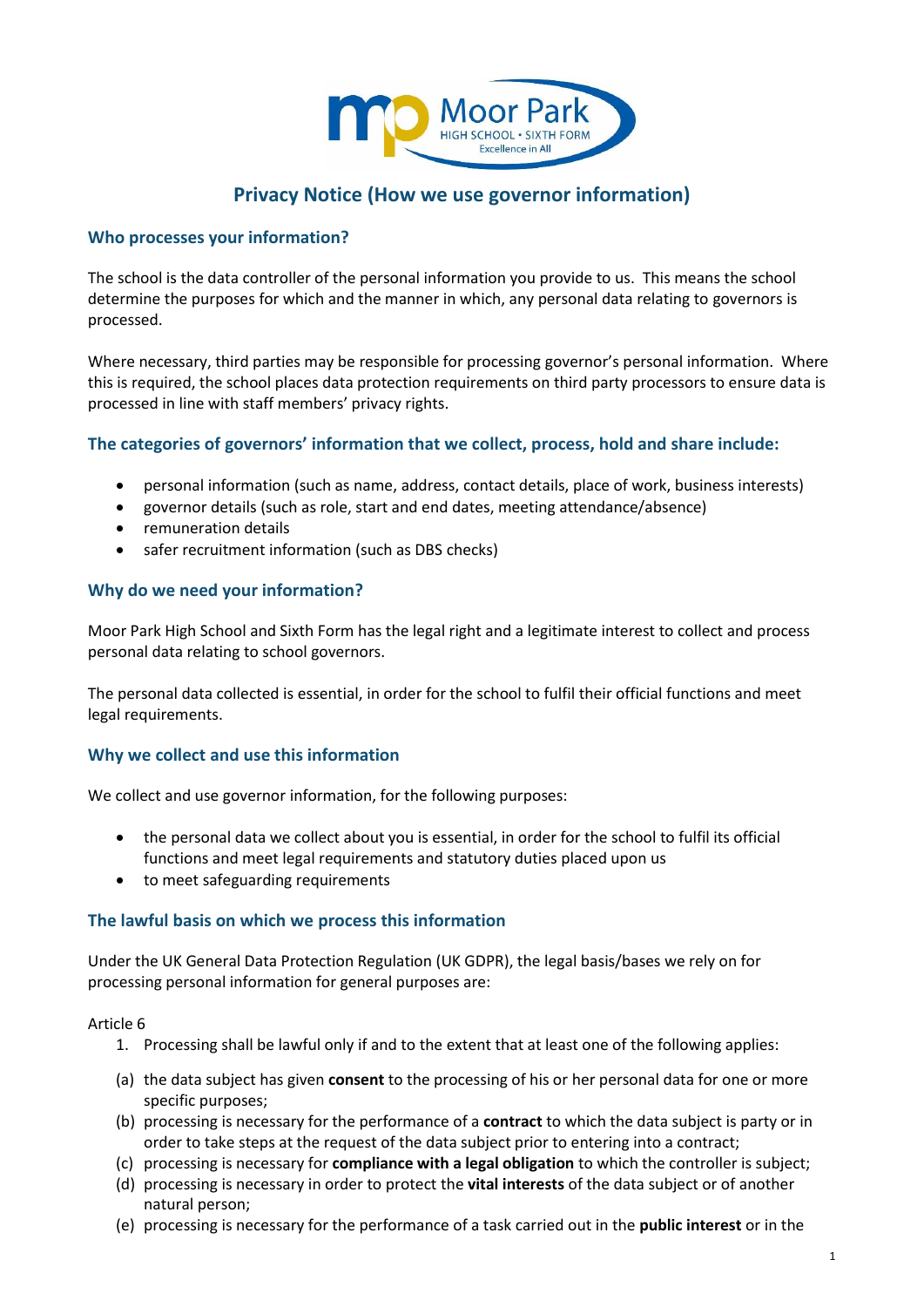# Privacy Notice (How we use governor information)

## Who processes your information?

The school is the data controller of the personal information you provide to us. This means the school determine the purposes for which and the manner in which, any personal data relating to governors is processed.

Where necessary, third parties may be responsible for processing governor's personal information. Where this is required, the school places data protection requirements on third party processors to ensure data is processed in line with staff members' privacy rights.

## The categories of governors' information that we collect, process, hold and share include:

- personal information (such as name, address, contact details, place of work, business interests)
- governor details (such as role, start and end dates, meeting attendance/absence)
- remuneration details
- safer recruitment information (such as DBS checks)

## Why do we need your information?

Moor Park High School and Sixth Form has the legal right and a legitimate interest to collect and process personal data relating to school governors.

The personal data collected is essential, in order for the school to fulfil their official functions and meet legal requirements.

## Why we collect and use this information

We collect and use governor information, for the following purposes:

- the personal data we collect about you is essential, in order for the school to fulfil its official functions and meet legal requirements and statutory duties placed upon us
- to meet safeguarding requirements

## The lawful basis on which we process this information

Under the UK General Data Protection Regulation (UK GDPR), the legal basis/bases we rely on for processing personal information for general purposes are:

Article 6

1. Processing shall be lawful only if and to the extent that at least one of the following applies:

(a) the data subject has given **consent** to the processing of his or her personal data for one or more specific purposes;
(b) processing is necessary for the performance of a **contract** to which the data subject is party or in order to take steps at the request of the data subject prior to entering into a contract;
(c) processing is necessary for **compliance with a legal obligation** to which the controller is subject;
(d) processing is necessary in order to protect the **vital interests** of the data subject or of another natural person;
(e) processing is necessary for the performance of a task carried out in the **public interest** or in the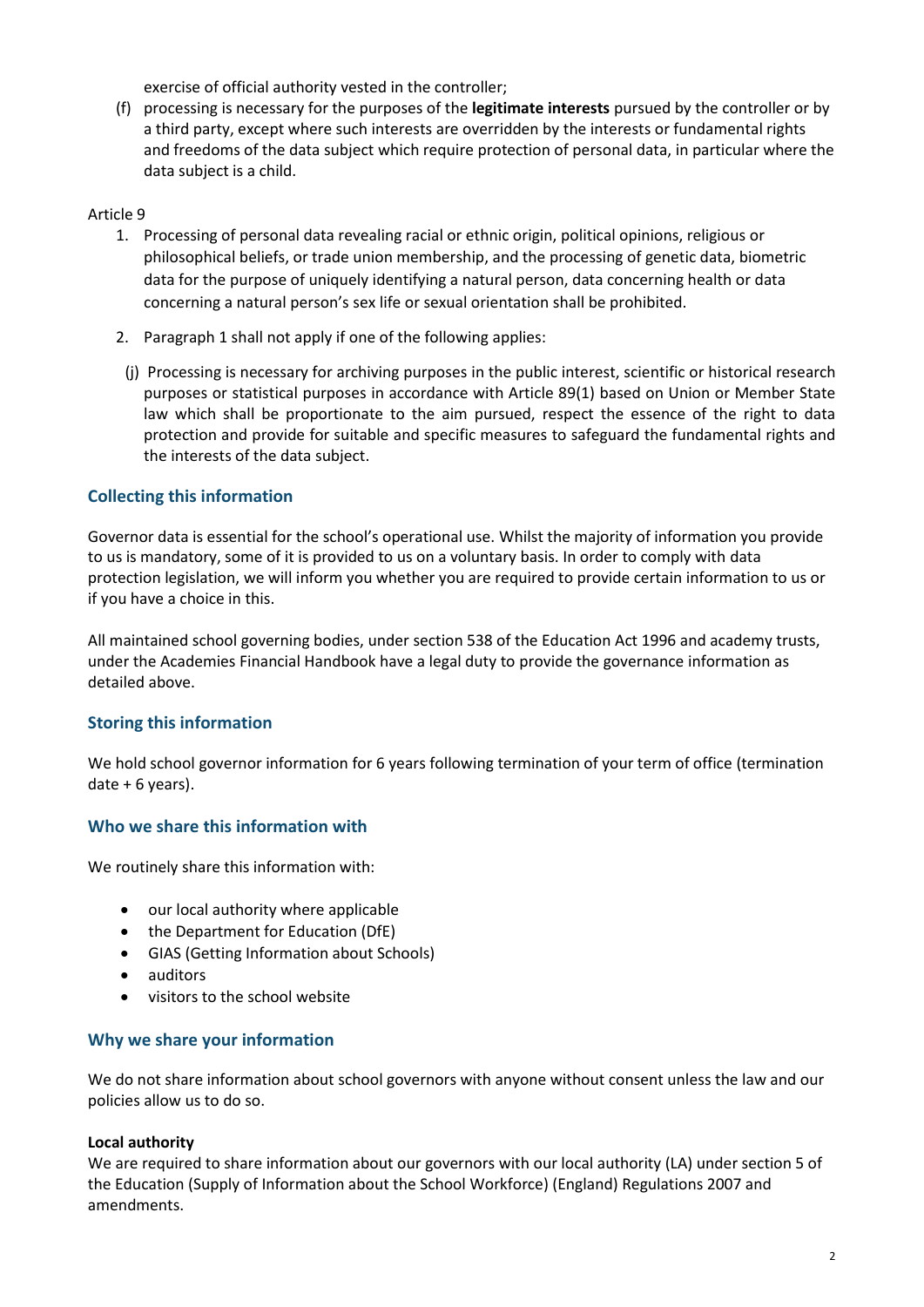exercise of official authority vested in the controller;

(f) processing is necessary for the purposes of the **legitimate interests** pursued by the controller or by a third party, except where such interests are overridden by the interests or fundamental rights and freedoms of the data subject which require protection of personal data, in particular where the data subject is a child.

Article 9

1. Processing of personal data revealing racial or ethnic origin, political opinions, religious or philosophical beliefs, or trade union membership, and the processing of genetic data, biometric data for the purpose of uniquely identifying a natural person, data concerning health or data concerning a natural person's sex life or sexual orientation shall be prohibited.

2. Paragraph 1 shall not apply if one of the following applies:

   (j) Processing is necessary for archiving purposes in the public interest, scientific or historical research purposes or statistical purposes in accordance with Article 89(1) based on Union or Member State law which shall be proportionate to the aim pursued, respect the essence of the right to data protection and provide for suitable and specific measures to safeguard the fundamental rights and the interests of the data subject.

## Collecting this information

Governor data is essential for the school's operational use. Whilst the majority of information you provide to us is mandatory, some of it is provided to us on a voluntary basis. In order to comply with data protection legislation, we will inform you whether you are required to provide certain information to us or if you have a choice in this.

All maintained school governing bodies, under section 538 of the Education Act 1996 and academy trusts, under the Academies Financial Handbook have a legal duty to provide the governance information as detailed above.

## Storing this information

We hold school governor information for 6 years following termination of your term of office (termination date + 6 years).

## Who we share this information with

We routinely share this information with:

- our local authority where applicable
- the Department for Education (DfE)
- GIAS (Getting Information about Schools)
- auditors
- visitors to the school website

## Why we share your information

We do not share information about school governors with anyone without consent unless the law and our policies allow us to do so.

**Local authority**

We are required to share information about our governors with our local authority (LA) under section 5 of the Education (Supply of Information about the School Workforce) (England) Regulations 2007 and amendments.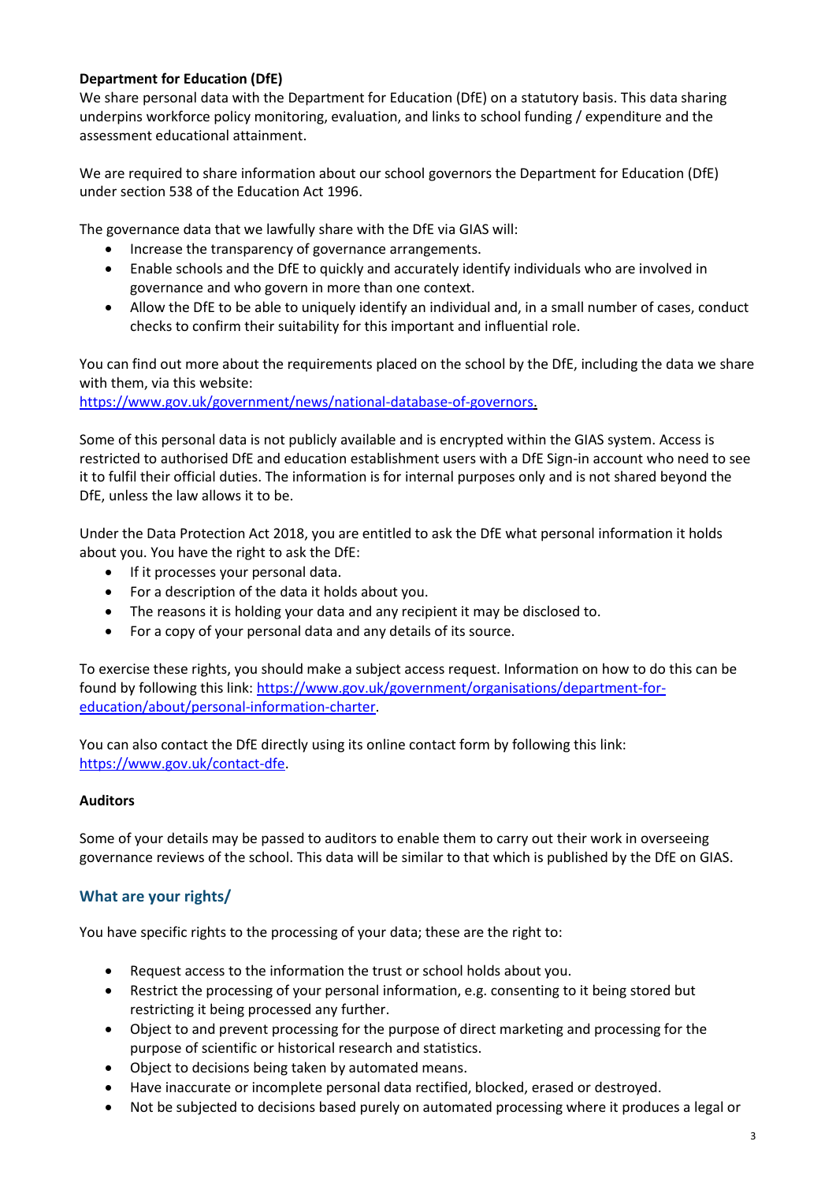**Department for Education (DfE)**

We share personal data with the Department for Education (DfE) on a statutory basis. This data sharing underpins workforce policy monitoring, evaluation, and links to school funding / expenditure and the assessment educational attainment.

We are required to share information about our school governors the Department for Education (DfE) under section 538 of the Education Act 1996.

The governance data that we lawfully share with the DfE via GIAS will:

- Increase the transparency of governance arrangements.
- Enable schools and the DfE to quickly and accurately identify individuals who are involved in governance and who govern in more than one context.
- Allow the DfE to be able to uniquely identify an individual and, in a small number of cases, conduct checks to confirm their suitability for this important and influential role.

You can find out more about the requirements placed on the school by the DfE, including the data we share with them, via this website:
https://www.gov.uk/government/news/national-database-of-governors.

Some of this personal data is not publicly available and is encrypted within the GIAS system. Access is restricted to authorised DfE and education establishment users with a DfE Sign-in account who need to see it to fulfil their official duties. The information is for internal purposes only and is not shared beyond the DfE, unless the law allows it to be.

Under the Data Protection Act 2018, you are entitled to ask the DfE what personal information it holds about you. You have the right to ask the DfE:

- If it processes your personal data.
- For a description of the data it holds about you.
- The reasons it is holding your data and any recipient it may be disclosed to.
- For a copy of your personal data and any details of its source.

To exercise these rights, you should make a subject access request. Information on how to do this can be found by following this link: https://www.gov.uk/government/organisations/department-for-education/about/personal-information-charter.

You can also contact the DfE directly using its online contact form by following this link: https://www.gov.uk/contact-dfe.

**Auditors**

Some of your details may be passed to auditors to enable them to carry out their work in overseeing governance reviews of the school. This data will be similar to that which is published by the DfE on GIAS.

## What are your rights/

You have specific rights to the processing of your data; these are the right to:

- Request access to the information the trust or school holds about you.
- Restrict the processing of your personal information, e.g. consenting to it being stored but restricting it being processed any further.
- Object to and prevent processing for the purpose of direct marketing and processing for the purpose of scientific or historical research and statistics.
- Object to decisions being taken by automated means.
- Have inaccurate or incomplete personal data rectified, blocked, erased or destroyed.
- Not be subjected to decisions based purely on automated processing where it produces a legal or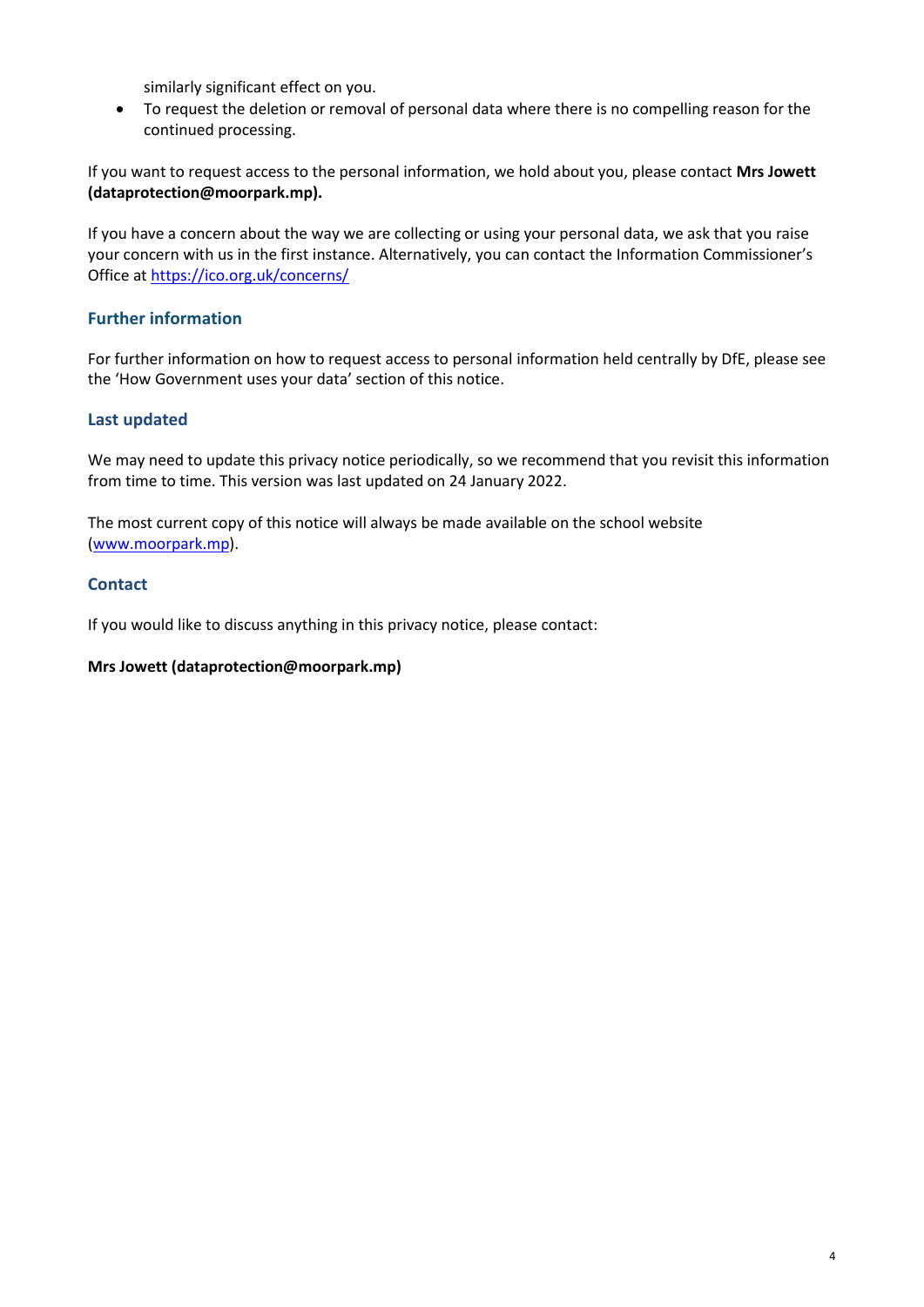similarly significant effect on you.

- To request the deletion or removal of personal data where there is no compelling reason for the continued processing.

If you want to request access to the personal information, we hold about you, please contact **Mrs Jowett (dataprotection@moorpark.mp).**

If you have a concern about the way we are collecting or using your personal data, we ask that you raise your concern with us in the first instance. Alternatively, you can contact the Information Commissioner's Office at https://ico.org.uk/concerns/

### Further information

For further information on how to request access to personal information held centrally by DfE, please see the 'How Government uses your data' section of this notice.

### Last updated

We may need to update this privacy notice periodically, so we recommend that you revisit this information from time to time. This version was last updated on 24 January 2022.

The most current copy of this notice will always be made available on the school website (www.moorpark.mp).

### Contact

If you would like to discuss anything in this privacy notice, please contact:

**Mrs Jowett (dataprotection@moorpark.mp)**